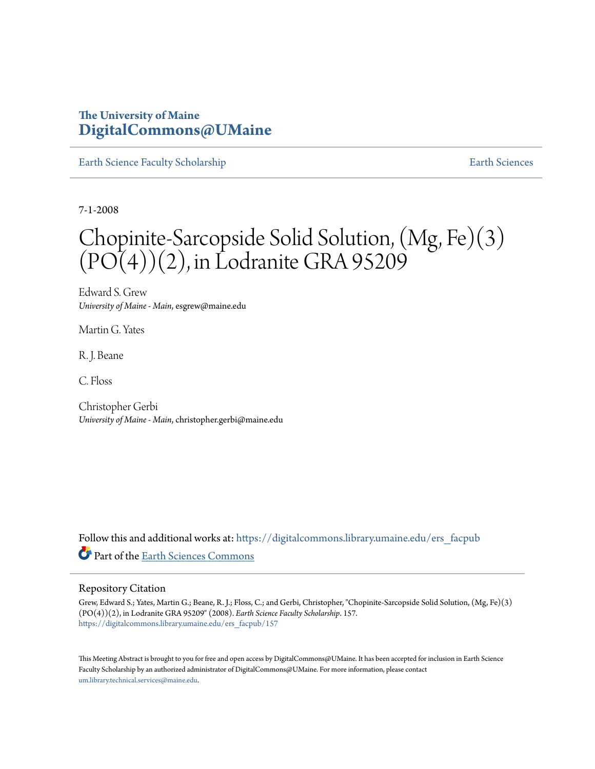The University of Maine
**DigitalCommons@UMaine**

Earth Science Faculty Scholarship

Earth Sciences

7-1-2008

# Chopinite-Sarcopside Solid Solution, (Mg, Fe)(3)(PO(4))(2), in Lodranite GRA 95209

Edward S. Grew
*University of Maine - Main*, esgrew@maine.edu

Martin G. Yates

R. J. Beane

C. Floss

Christopher Gerbi
*University of Maine - Main*, christopher.gerbi@maine.edu

Follow this and additional works at: https://digitalcommons.library.umaine.edu/ers_facpub

Part of the Earth Sciences Commons

## Repository Citation

Grew, Edward S.; Yates, Martin G.; Beane, R. J.; Floss, C.; and Gerbi, Christopher, "Chopinite-Sarcopside Solid Solution, (Mg, Fe)(3)(PO(4))(2), in Lodranite GRA 95209" (2008). *Earth Science Faculty Scholarship*. 157.
https://digitalcommons.library.umaine.edu/ers_facpub/157

This Meeting Abstract is brought to you for free and open access by DigitalCommons@UMaine. It has been accepted for inclusion in Earth Science Faculty Scholarship by an authorized administrator of DigitalCommons@UMaine. For more information, please contact um.library.technical.services@maine.edu.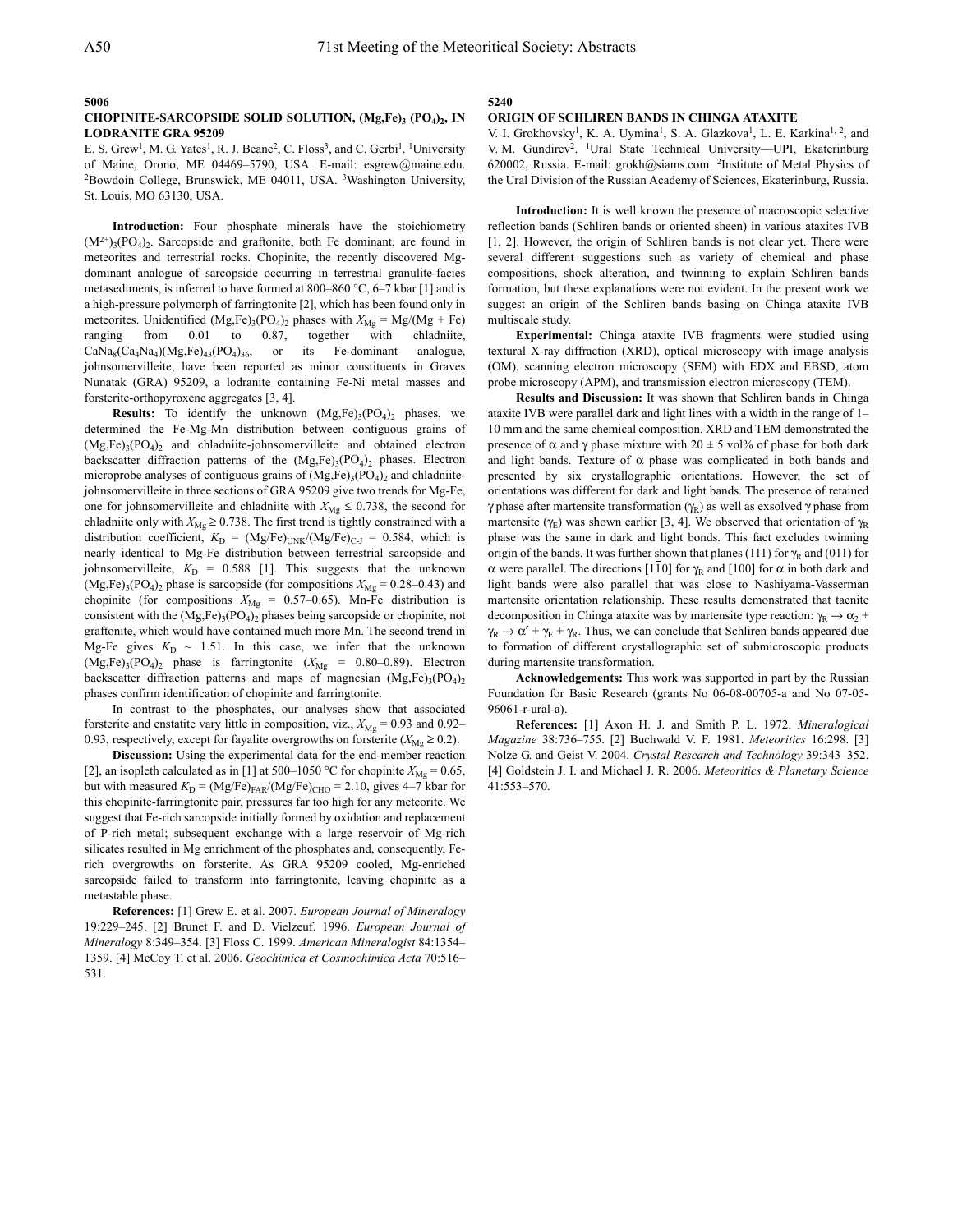**5006**

## CHOPINITE-SARCOPSIDE SOLID SOLUTION, $(Mg,Fe)_3(PO_4)_2$, IN LODRANITE GRA 95209

E. S. Grew[1], M. G. Yates[1], R. J. Beane[2], C. Floss[3], and C. Gerbi[1]. [1]University of Maine, Orono, ME 04469–5790, USA. E-mail: esgrew@maine.edu. [2]Bowdoin College, Brunswick, ME 04011, USA. [3]Washington University, St. Louis, MO 63130, USA.

**Introduction:** Four phosphate minerals have the stoichiometry $(M^{2+})_3(PO_4)_2$. Sarcopside and graftonite, both Fe dominant, are found in meteorites and terrestrial rocks. Chopinite, the recently discovered Mg-dominant analogue of sarcopside occurring in terrestrial granulite-facies metasediments, is inferred to have formed at 800–860 °C, 6–7 kbar [1] and is a high-pressure polymorph of farringtonite [2], which has been found only in meteorites. Unidentified $(Mg,Fe)_3(PO_4)_2$ phases with $X_{Mg} = Mg/(Mg + Fe)$ ranging from 0.01 to 0.87, together with chladniite, $CaNa_8(Ca_4Na_4)(Mg,Fe)_{43}(PO_4)_{36}$, or its Fe-dominant analogue, johnsomervilleite, have been reported as minor constituents in Graves Nunatak (GRA) 95209, a lodranite containing Fe-Ni metal masses and forsterite-orthopyroxene aggregates [3, 4].

**Results:** To identify the unknown $(Mg,Fe)_3(PO_4)_2$ phases, we determined the Fe-Mg-Mn distribution between contiguous grains of $(Mg,Fe)_3(PO_4)_2$ and chladniite-johnsomervilleite and obtained electron backscatter diffraction patterns of the $(Mg,Fe)_3(PO_4)_2$ phases. Electron microprobe analyses of contiguous grains of $(Mg,Fe)_3(PO_4)_2$ and chladniite-johnsomervilleite in three sections of GRA 95209 give two trends for Mg-Fe, one for johnsomervilleite and chladniite with $X_{Mg} \leq 0.738$, the second for chladniite only with $X_{Mg} \geq 0.738$. The first trend is tightly constrained with a distribution coefficient, $K_D = (Mg/Fe)_{UNK}/(Mg/Fe)_{C\text{-}J} = 0.584$, which is nearly identical to Mg-Fe distribution between terrestrial sarcopside and johnsomervilleite, $K_D = 0.588$ [1]. This suggests that the unknown $(Mg,Fe)_3(PO_4)_2$ phase is sarcopside (for compositions $X_{Mg} = 0.28$–$0.43$) and chopinite (for compositions $X_{Mg} = 0.57$–$0.65$). Mn-Fe distribution is consistent with the $(Mg,Fe)_3(PO_4)_2$ phases being sarcopside or chopinite, not graftonite, which would have contained much more Mn. The second trend in Mg-Fe gives $K_D \sim 1.51$. In this case, we infer that the unknown $(Mg,Fe)_3(PO_4)_2$ phase is farringtonite ($X_{Mg} = 0.80$–$0.89$). Electron backscatter diffraction patterns and maps of magnesian $(Mg,Fe)_3(PO_4)_2$ phases confirm identification of chopinite and farringtonite.

In contrast to the phosphates, our analyses show that associated forsterite and enstatite vary little in composition, viz., $X_{Mg} = 0.93$ and 0.92–0.93, respectively, except for fayalite overgrowths on forsterite ($X_{Mg} \geq 0.2$).

**Discussion:** Using the experimental data for the end-member reaction [2], an isopleth calculated as in [1] at 500–1050 °C for chopinite $X_{Mg} = 0.65$, but with measured $K_D = (Mg/Fe)_{FAR}/(Mg/Fe)_{CHO} = 2.10$, gives 4–7 kbar for this chopinite-farringtonite pair, pressures far too high for any meteorite. We suggest that Fe-rich sarcopside initially formed by oxidation and replacement of P-rich metal; subsequent exchange with a large reservoir of Mg-rich silicates resulted in Mg enrichment of the phosphates and, consequently, Fe-rich overgrowths on forsterite. As GRA 95209 cooled, Mg-enriched sarcopside failed to transform into farringtonite, leaving chopinite as a metastable phase.

**References:** [1] Grew E. et al. 2007. *European Journal of Mineralogy* 19:229–245. [2] Brunet F. and D. Vielzeuf. 1996. *European Journal of Mineralogy* 8:349–354. [3] Floss C. 1999. *American Mineralogist* 84:1354–1359. [4] McCoy T. et al. 2006. *Geochimica et Cosmochimica Acta* 70:516–531.

**5240**

## ORIGIN OF SCHLIREN BANDS IN CHINGA ATAXITE

V. I. Grokhovsky[1], K. A. Uymina[1], S. A. Glazkova[1], L. E. Karkina[1, 2], and V. M. Gundirev[2]. [1]Ural State Technical University—UPI, Ekaterinburg 620002, Russia. E-mail: grokh@siams.com. [2]Institute of Metal Physics of the Ural Division of the Russian Academy of Sciences, Ekaterinburg, Russia.

**Introduction:** It is well known the presence of macroscopic selective reflection bands (Schliren bands or oriented sheen) in various ataxites IVB [1, 2]. However, the origin of Schliren bands is not clear yet. There were several different suggestions such as variety of chemical and phase compositions, shock alteration, and twinning to explain Schliren bands formation, but these explanations were not evident. In the present work we suggest an origin of the Schliren bands basing on Chinga ataxite IVB multiscale study.

**Experimental:** Chinga ataxite IVB fragments were studied using textural X-ray diffraction (XRD), optical microscopy with image analysis (OM), scanning electron microscopy (SEM) with EDX and EBSD, atom probe microscopy (APM), and transmission electron microscopy (TEM).

**Results and Discussion:** It was shown that Schliren bands in Chinga ataxite IVB were parallel dark and light lines with a width in the range of 1–10 mm and the same chemical composition. XRD and TEM demonstrated the presence of $\alpha$ and $\gamma$ phase mixture with $20 \pm 5$ vol% of phase for both dark and light bands. Texture of $\alpha$ phase was complicated in both bands and presented by six crystallographic orientations. However, the set of orientations was different for dark and light bands. The presence of retained $\gamma$ phase after martensite transformation ($\gamma_R$) as well as exsolved $\gamma$ phase from martensite ($\gamma_E$) was shown earlier [3, 4]. We observed that orientation of $\gamma_R$ phase was the same in dark and light bonds. This fact excludes twinning origin of the bands. It was further shown that planes (111) for $\gamma_R$ and (011) for $\alpha$ were parallel. The directions $[1\bar{1}0]$ for $\gamma_R$ and [100] for $\alpha$ in both dark and light bands were also parallel that was close to Nashiyama-Vasserman martensite orientation relationship. These results demonstrated that taenite decomposition in Chinga ataxite was by martensite type reaction: $\gamma_R \rightarrow \alpha_2 + \gamma_R \rightarrow \alpha' + \gamma_E + \gamma_R$. Thus, we can conclude that Schliren bands appeared due to formation of different crystallographic set of submicroscopic products during martensite transformation.

**Acknowledgements:** This work was supported in part by the Russian Foundation for Basic Research (grants No 06-08-00705-a and No 07-05-96061-r-ural-a).

**References:** [1] Axon H. J. and Smith P. L. 1972. *Mineralogical Magazine* 38:736–755. [2] Buchwald V. F. 1981. *Meteoritics* 16:298. [3] Nolze G. and Geist V. 2004. *Crystal Research and Technology* 39:343–352. [4] Goldstein J. I. and Michael J. R. 2006. *Meteoritics & Planetary Science* 41:553–570.